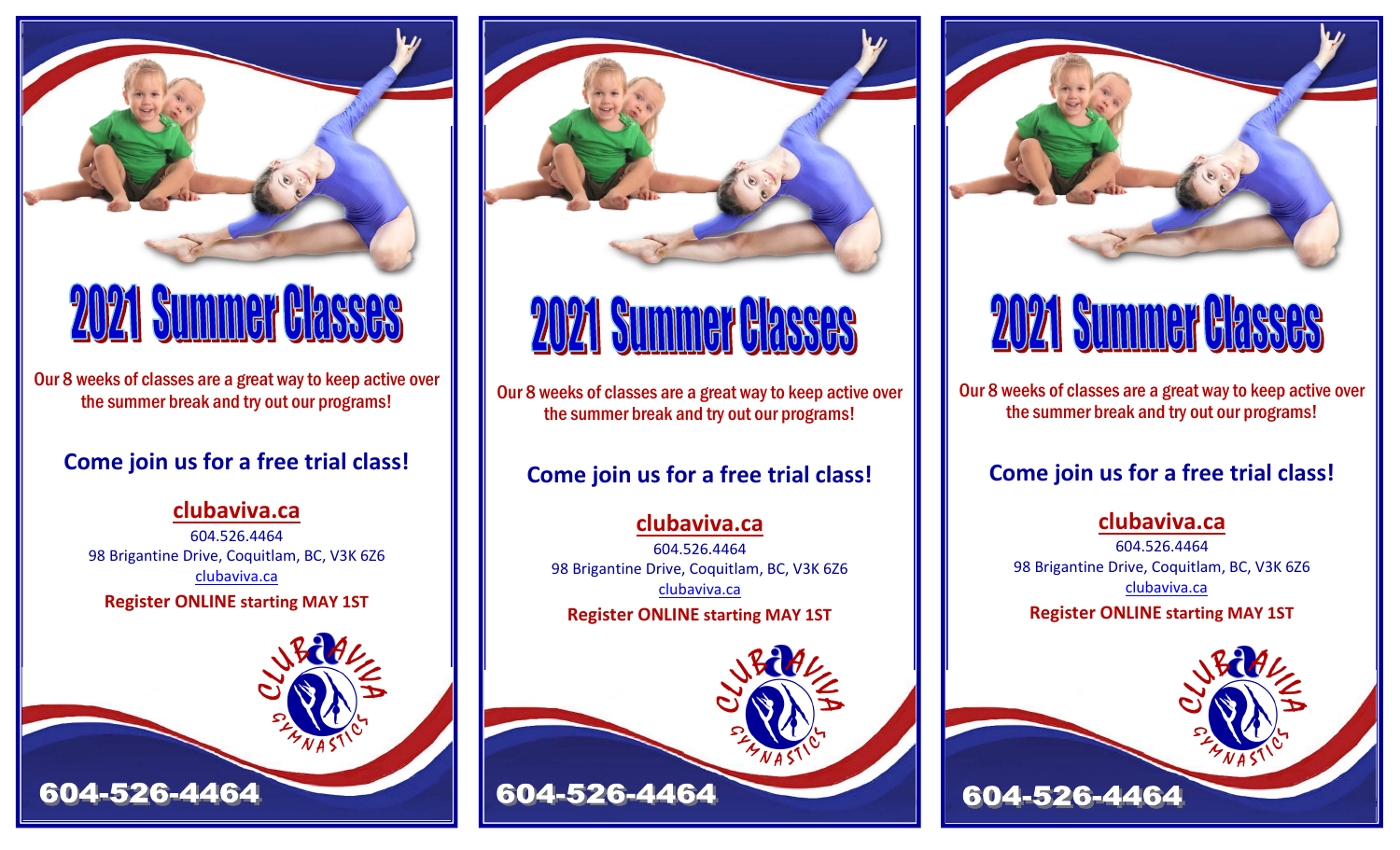# 2021 Summer Classes

Our 8 weeks of classes are a great way to keep active over the summer break and try out our programs!

## Come join us for a free trial class!

**clubaviva.ca**

604.526.4464
98 Brigantine Drive, Coquitlam, BC, V3K 6Z6
clubaviva.ca

**Register ONLINE starting MAY 1ST**

CLUB AVIVA GYMNASTICS

**604-526-4464**

# 2021 Summer Classes

Our 8 weeks of classes are a great way to keep active over the summer break and try out our programs!

## Come join us for a free trial class!

**clubaviva.ca**

604.526.4464
98 Brigantine Drive, Coquitlam, BC, V3K 6Z6
clubaviva.ca

**Register ONLINE starting MAY 1ST**

CLUB AVIVA GYMNASTICS

**604-526-4464**

# 2021 Summer Classes

Our 8 weeks of classes are a great way to keep active over the summer break and try out our programs!

## Come join us for a free trial class!

**clubaviva.ca**

604.526.4464
98 Brigantine Drive, Coquitlam, BC, V3K 6Z6
clubaviva.ca

**Register ONLINE starting MAY 1ST**

CLUB AVIVA GYMNASTICS

**604-526-4464**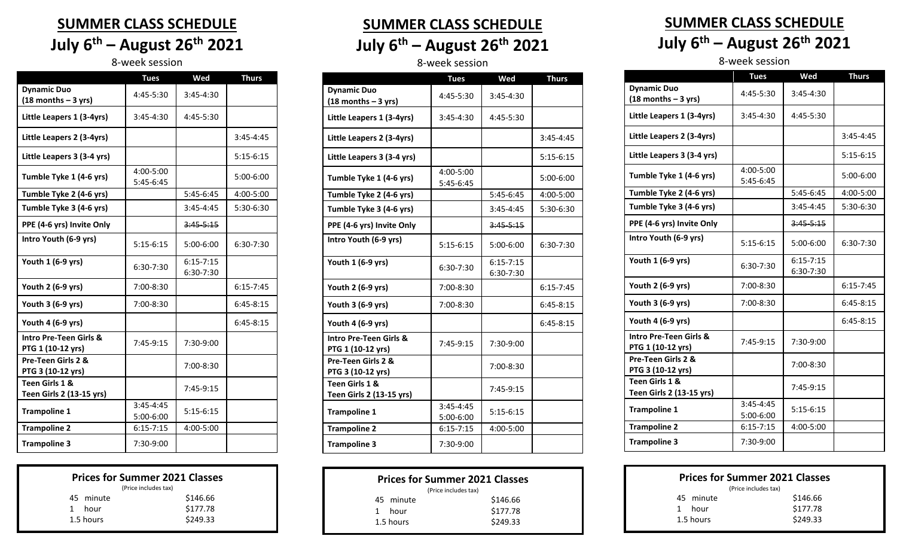## SUMMER CLASS SCHEDULE

## July 6th – August 26th 2021

8-week session

| | Tues | Wed | Thurs |
|---|---|---|---|
| **Dynamic Duo (18 months – 3 yrs)** | 4:45-5:30 | 3:45-4:30 | |
| **Little Leapers 1 (3-4yrs)** | 3:45-4:30 | 4:45-5:30 | |
| **Little Leapers 2 (3-4yrs)** | | | 3:45-4:45 |
| **Little Leapers 3 (3-4 yrs)** | | | 5:15-6:15 |
| **Tumble Tyke 1 (4-6 yrs)** | 4:00-5:00<br>5:45-6:45 | | 5:00-6:00 |
| **Tumble Tyke 2 (4-6 yrs)** | | 5:45-6:45 | 4:00-5:00 |
| **Tumble Tyke 3 (4-6 yrs)** | | 3:45-4:45 | 5:30-6:30 |
| **PPE (4-6 yrs) Invite Only** | | ~~3:45-5:15~~ | |
| **Intro Youth (6-9 yrs)** | 5:15-6:15 | 5:00-6:00 | 6:30-7:30 |
| **Youth 1 (6-9 yrs)** | 6:30-7:30 | 6:15-7:15<br>6:30-7:30 | |
| **Youth 2 (6-9 yrs)** | 7:00-8:30 | | 6:15-7:45 |
| **Youth 3 (6-9 yrs)** | 7:00-8:30 | | 6:45-8:15 |
| **Youth 4 (6-9 yrs)** | | | 6:45-8:15 |
| **Intro Pre-Teen Girls & PTG 1 (10-12 yrs)** | 7:45-9:15 | 7:30-9:00 | |
| **Pre-Teen Girls 2 & PTG 3 (10-12 yrs)** | | 7:00-8:30 | |
| **Teen Girls 1 & Teen Girls 2 (13-15 yrs)** | | 7:45-9:15 | |
| **Trampoline 1** | 3:45-4:45<br>5:00-6:00 | 5:15-6:15 | |
| **Trampoline 2** | 6:15-7:15 | 4:00-5:00 | |
| **Trampoline 3** | 7:30-9:00 | | |

**Prices for Summer 2021 Classes**

(Price includes tax)

| | |
|---|---|
| 45 minute | $146.66 |
| 1 hour | $177.78 |
| 1.5 hours | $249.33 |

## SUMMER CLASS SCHEDULE

## July 6th – August 26th 2021

8-week session

| | Tues | Wed | Thurs |
|---|---|---|---|
| **Dynamic Duo (18 months – 3 yrs)** | 4:45-5:30 | 3:45-4:30 | |
| **Little Leapers 1 (3-4yrs)** | 3:45-4:30 | 4:45-5:30 | |
| **Little Leapers 2 (3-4yrs)** | | | 3:45-4:45 |
| **Little Leapers 3 (3-4 yrs)** | | | 5:15-6:15 |
| **Tumble Tyke 1 (4-6 yrs)** | 4:00-5:00<br>5:45-6:45 | | 5:00-6:00 |
| **Tumble Tyke 2 (4-6 yrs)** | | 5:45-6:45 | 4:00-5:00 |
| **Tumble Tyke 3 (4-6 yrs)** | | 3:45-4:45 | 5:30-6:30 |
| **PPE (4-6 yrs) Invite Only** | | ~~3:45-5:15~~ | |
| **Intro Youth (6-9 yrs)** | 5:15-6:15 | 5:00-6:00 | 6:30-7:30 |
| **Youth 1 (6-9 yrs)** | 6:30-7:30 | 6:15-7:15<br>6:30-7:30 | |
| **Youth 2 (6-9 yrs)** | 7:00-8:30 | | 6:15-7:45 |
| **Youth 3 (6-9 yrs)** | 7:00-8:30 | | 6:45-8:15 |
| **Youth 4 (6-9 yrs)** | | | 6:45-8:15 |
| **Intro Pre-Teen Girls & PTG 1 (10-12 yrs)** | 7:45-9:15 | 7:30-9:00 | |
| **Pre-Teen Girls 2 & PTG 3 (10-12 yrs)** | | 7:00-8:30 | |
| **Teen Girls 1 & Teen Girls 2 (13-15 yrs)** | | 7:45-9:15 | |
| **Trampoline 1** | 3:45-4:45<br>5:00-6:00 | 5:15-6:15 | |
| **Trampoline 2** | 6:15-7:15 | 4:00-5:00 | |
| **Trampoline 3** | 7:30-9:00 | | |

**Prices for Summer 2021 Classes**

(Price includes tax)

| | |
|---|---|
| 45 minute | $146.66 |
| 1 hour | $177.78 |
| 1.5 hours | $249.33 |

## SUMMER CLASS SCHEDULE

## July 6th – August 26th 2021

8-week session

| | Tues | Wed | Thurs |
|---|---|---|---|
| **Dynamic Duo (18 months – 3 yrs)** | 4:45-5:30 | 3:45-4:30 | |
| **Little Leapers 1 (3-4yrs)** | 3:45-4:30 | 4:45-5:30 | |
| **Little Leapers 2 (3-4yrs)** | | | 3:45-4:45 |
| **Little Leapers 3 (3-4 yrs)** | | | 5:15-6:15 |
| **Tumble Tyke 1 (4-6 yrs)** | 4:00-5:00<br>5:45-6:45 | | 5:00-6:00 |
| **Tumble Tyke 2 (4-6 yrs)** | | 5:45-6:45 | 4:00-5:00 |
| **Tumble Tyke 3 (4-6 yrs)** | | 3:45-4:45 | 5:30-6:30 |
| **PPE (4-6 yrs) Invite Only** | | ~~3:45-5:15~~ | |
| **Intro Youth (6-9 yrs)** | 5:15-6:15 | 5:00-6:00 | 6:30-7:30 |
| **Youth 1 (6-9 yrs)** | 6:30-7:30 | 6:15-7:15<br>6:30-7:30 | |
| **Youth 2 (6-9 yrs)** | 7:00-8:30 | | 6:15-7:45 |
| **Youth 3 (6-9 yrs)** | 7:00-8:30 | | 6:45-8:15 |
| **Youth 4 (6-9 yrs)** | | | 6:45-8:15 |
| **Intro Pre-Teen Girls & PTG 1 (10-12 yrs)** | 7:45-9:15 | 7:30-9:00 | |
| **Pre-Teen Girls 2 & PTG 3 (10-12 yrs)** | | 7:00-8:30 | |
| **Teen Girls 1 & Teen Girls 2 (13-15 yrs)** | | 7:45-9:15 | |
| **Trampoline 1** | 3:45-4:45<br>5:00-6:00 | 5:15-6:15 | |
| **Trampoline 2** | 6:15-7:15 | 4:00-5:00 | |
| **Trampoline 3** | 7:30-9:00 | | |

**Prices for Summer 2021 Classes**

(Price includes tax)

| | |
|---|---|
| 45 minute | $146.66 |
| 1 hour | $177.78 |
| 1.5 hours | $249.33 |